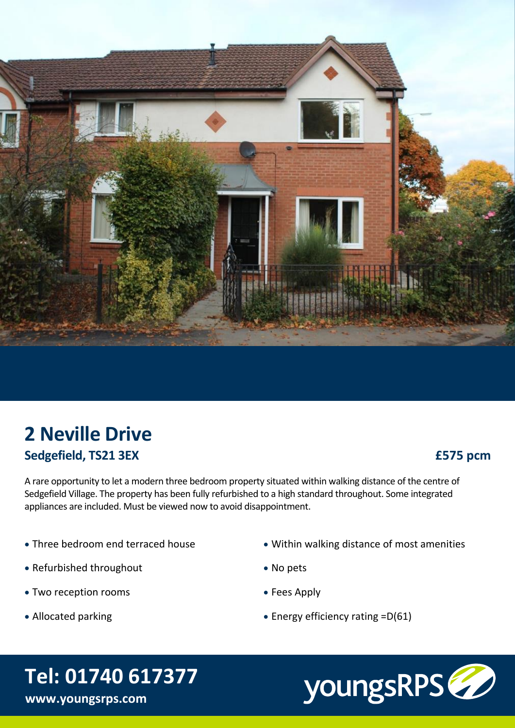# 2 Neville Drive

## Sedgefield, TS21 3EX

**£575 pcm**

A rare opportunity to let a modern three bedroom property situated within walking distance of the centre of Sedgefield Village. The property has been fully refurbished to a high standard throughout. Some integrated appliances are included. Must be viewed now to avoid disappointment.

- Three bedroom end terraced house
- Refurbished throughout
- Two reception rooms
- Allocated parking
- Within walking distance of most amenities
- No pets
- Fees Apply
- Energy efficiency rating =D(61)

**Tel: 01740 617377**

**www.youngsrps.com**

youngsRPS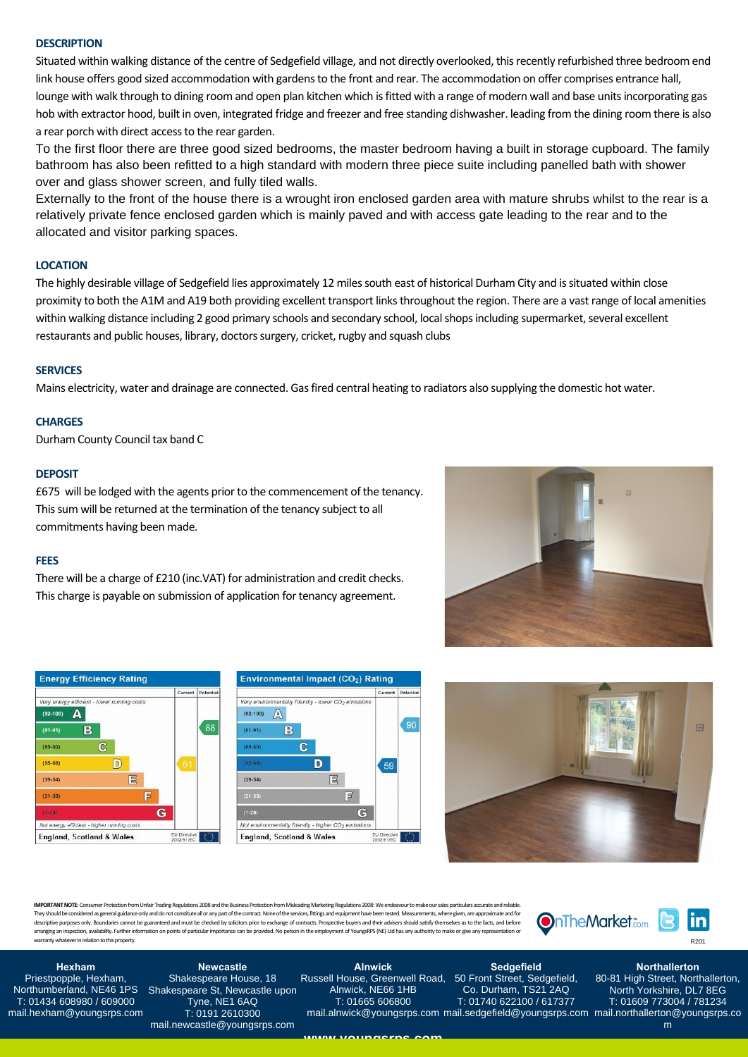## DESCRIPTION

Situated within walking distance of the centre of Sedgefield village, and not directly overlooked, this recently refurbished three bedroom end link house offers good sized accommodation with gardens to the front and rear. The accommodation on offer comprises entrance hall, lounge with walk through to dining room and open plan kitchen which is fitted with a range of modern wall and base units incorporating gas hob with extractor hood, built in oven, integrated fridge and freezer and free standing dishwasher. leading from the dining room there is also a rear porch with direct access to the rear garden.

To the first floor there are three good sized bedrooms, the master bedroom having a built in storage cupboard. The family bathroom has also been refitted to a high standard with modern three piece suite including panelled bath with shower over and glass shower screen, and fully tiled walls.

Externally to the front of the house there is a wrought iron enclosed garden area with mature shrubs whilst to the rear is a relatively private fence enclosed garden which is mainly paved and with access gate leading to the rear and to the allocated and visitor parking spaces.

## LOCATION

The highly desirable village of Sedgefield lies approximately 12 miles south east of historical Durham City and is situated within close proximity to both the A1M and A19 both providing excellent transport links throughout the region. There are a vast range of local amenities within walking distance including 2 good primary schools and secondary school, local shops including supermarket, several excellent restaurants and public houses, library, doctors surgery, cricket, rugby and squash clubs

## SERVICES

Mains electricity, water and drainage are connected. Gas fired central heating to radiators also supplying the domestic hot water.

## CHARGES

Durham County Council tax band C

## DEPOSIT

£675 will be lodged with the agents prior to the commencement of the tenancy. This sum will be returned at the termination of the tenancy subject to all commitments having been made.

## FEES

There will be a charge of £210 (inc.VAT) for administration and credit checks. This charge is payable on submission of application for tenancy agreement.

Energy Efficiency Rating

Current | Potential

Very energy efficient - lower running costs

(92-100) A

(81-91) B

(69-80) C

(55-68) D

(39-54) E

(21-38) F

(1-20) G

Not energy efficient - higher running costs

61

88

England, Scotland & Wales

EU Directive 2002/91/EC

Environmental Impact ($CO_2$) Rating

Current | Potential

Very environmentally friendly - lower $CO_2$ emissions

(92-100) A

(81-91) B

(69-80) C

(55-68) D

(39-54) E

(21-38) F

(1-20) G

Not environmentally friendly - higher $CO_2$ emissions

59

90

England, Scotland & Wales

EU Directive 2002/91/EC

**IMPORTANT NOTE:** Consumer Protection from Unfair Trading Regulations 2008 and the Business Protection from Misleading Marketing Regulations 2008: We endeavour to make our sales particulars accurate and reliable. They should be considered as general guidance only and do not constitute all or any part of the contract. None of the services, fittings and equipment have been tested. Measurements, where given, are approximate and for descriptive purposes only. Boundaries cannot be guaranteed and must be checked by solicitors prior to exchange of contracts. Prospective buyers and their advisers should satisfy themselves as to the facts, and before arranging an inspection, availability. Further information on points of particular importance can be provided. No person in the employment of YoungsRPS (NE) Ltd has any authority to make or give any representation or warranty whatever in relation to this property.

OnTheMarket.com

R201

**Hexham**
Priestpopple, Hexham, Northumberland, NE46 1PS
T: 01434 608980 / 609000
mail.hexham@youngsrps.com

**Newcastle**
Shakespeare House, 18 Shakespeare St, Newcastle upon Tyne, NE1 6AQ
T: 0191 2610300
mail.newcastle@youngsrps.com

**Alnwick**
Russell House, Greenwell Road, Alnwick, NE66 1HB
T: 01665 606800
mail.alnwick@youngsrps.com

**Sedgefield**
50 Front Street, Sedgefield, Co. Durham, TS21 2AQ
T: 01740 622100 / 617377
mail.sedgefield@youngsrps.com

**Northallerton**
80-81 High Street, Northallerton, North Yorkshire, DL7 8EG
T: 01609 773004 / 781234
mail.northallerton@youngsrps.com

www.youngsrps.com